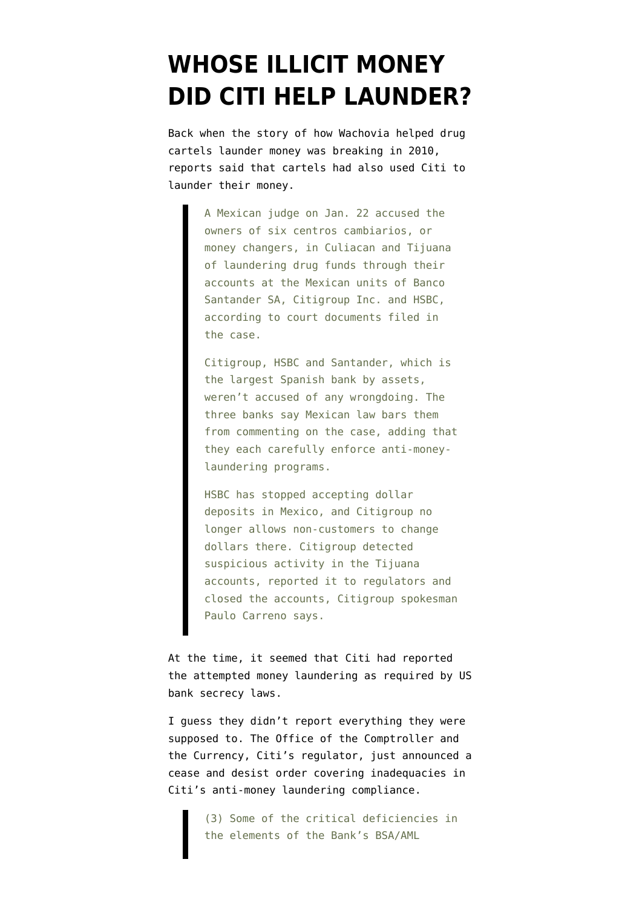# WHOSE ILLICIT MONEY DID CITI HELP LAUNDER?

Back when the story of how Wachovia helped drug cartels launder money was breaking in 2010, reports said that cartels had also used Citi to launder their money.

> A Mexican judge on Jan. 22 accused the owners of six centros cambiarios, or money changers, in Culiacan and Tijuana of laundering drug funds through their accounts at the Mexican units of Banco Santander SA, Citigroup Inc. and HSBC, according to court documents filed in the case.
>
> Citigroup, HSBC and Santander, which is the largest Spanish bank by assets, weren't accused of any wrongdoing. The three banks say Mexican law bars them from commenting on the case, adding that they each carefully enforce anti-money-laundering programs.
>
> HSBC has stopped accepting dollar deposits in Mexico, and Citigroup no longer allows non-customers to change dollars there. Citigroup detected suspicious activity in the Tijuana accounts, reported it to regulators and closed the accounts, Citigroup spokesman Paulo Carreno says.

At the time, it seemed that Citi had reported the attempted money laundering as required by US bank secrecy laws.

I guess they didn't report everything they were supposed to. The Office of the Comptroller and the Currency, Citi's regulator, just announced a cease and desist order covering inadequacies in Citi's anti-money laundering compliance.

> (3) Some of the critical deficiencies in the elements of the Bank's BSA/AML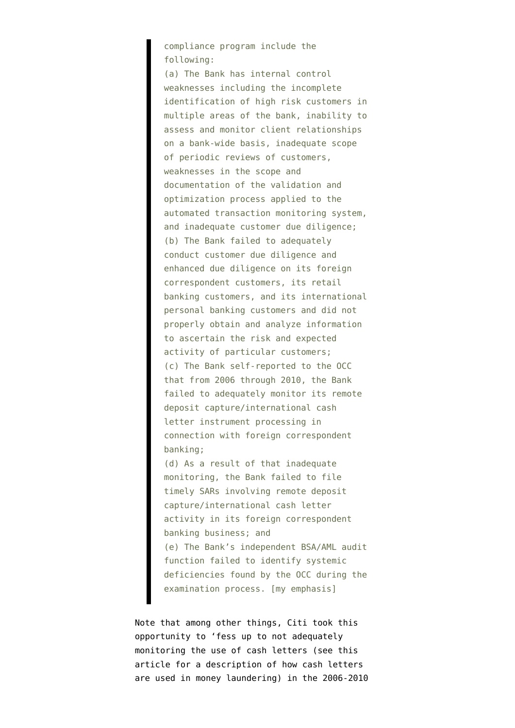> compliance program include the following:
>
> (a) The Bank has internal control weaknesses including the incomplete identification of high risk customers in multiple areas of the bank, inability to assess and monitor client relationships on a bank-wide basis, inadequate scope of periodic reviews of customers, weaknesses in the scope and documentation of the validation and optimization process applied to the automated transaction monitoring system, and inadequate customer due diligence;
>
> (b) The Bank failed to adequately conduct customer due diligence and enhanced due diligence on its foreign correspondent customers, its retail banking customers, and its international personal banking customers and did not properly obtain and analyze information to ascertain the risk and expected activity of particular customers;
>
> (c) The Bank self-reported to the OCC that from 2006 through 2010, the Bank failed to adequately monitor its remote deposit capture/international cash letter instrument processing in connection with foreign correspondent banking;
>
> (d) As a result of that inadequate monitoring, the Bank failed to file timely SARs involving remote deposit capture/international cash letter activity in its foreign correspondent banking business; and
>
> (e) The Bank's independent BSA/AML audit function failed to identify systemic deficiencies found by the OCC during the examination process. [my emphasis]

Note that among other things, Citi took this opportunity to 'fess up to not adequately monitoring the use of cash letters (see this article for a description of how cash letters are used in money laundering) in the 2006-2010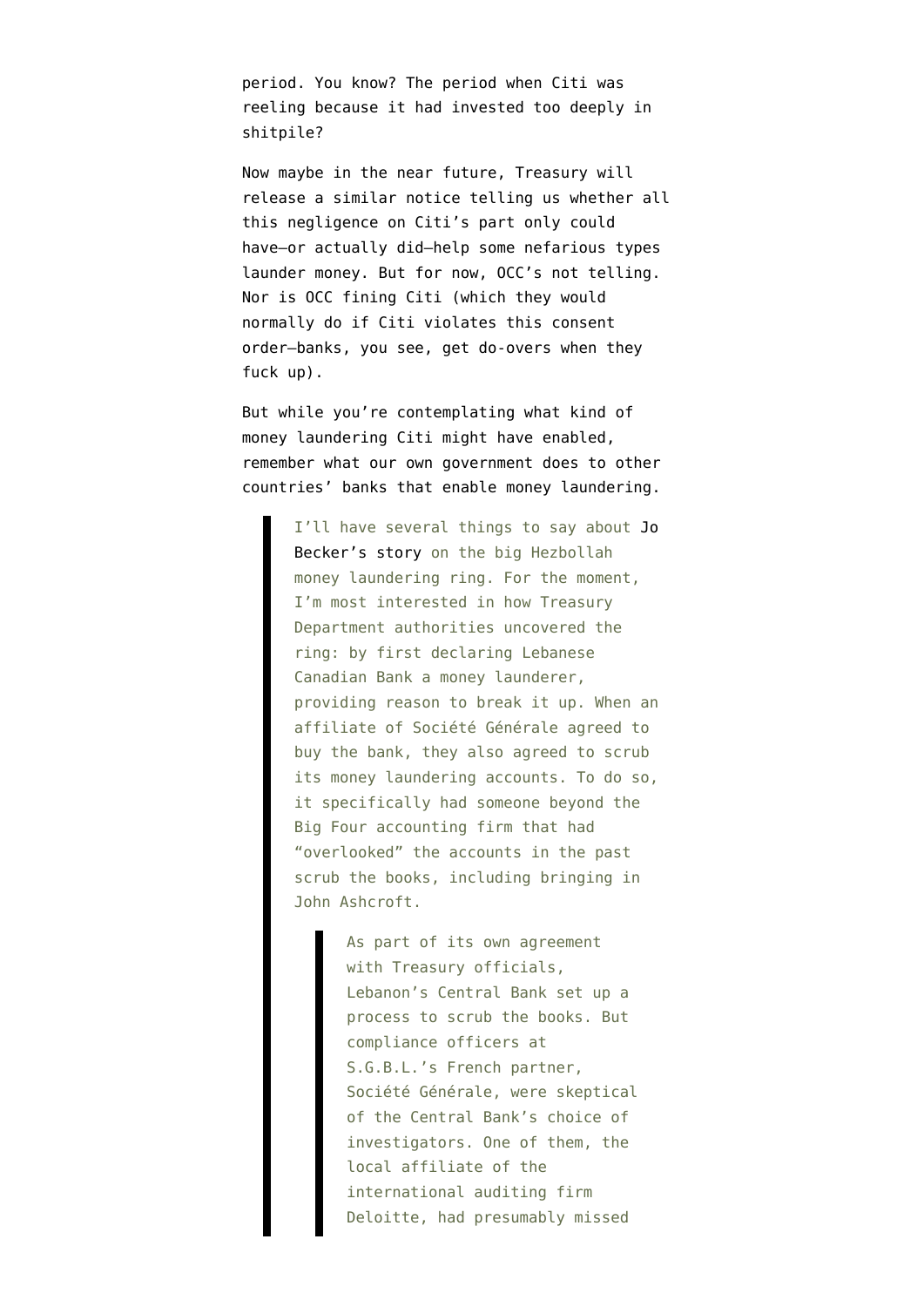period. You know? The period when Citi was reeling because it had invested too deeply in shitpile?

Now maybe in the near future, Treasury will release a similar notice telling us whether all this negligence on Citi's part only could have—or actually did—help some nefarious types launder money. But for now, OCC's not telling. Nor is OCC fining Citi (which they would normally do if Citi violates this consent order—banks, you see, get do-overs when they fuck up).

But while you're contemplating what kind of money laundering Citi might have enabled, remember what our own government does to other countries' banks that enable money laundering.

> I'll have several things to say about Jo Becker's story on the big Hezbollah money laundering ring. For the moment, I'm most interested in how Treasury Department authorities uncovered the ring: by first declaring Lebanese Canadian Bank a money launderer, providing reason to break it up. When an affiliate of Société Générale agreed to buy the bank, they also agreed to scrub its money laundering accounts. To do so, it specifically had someone beyond the Big Four accounting firm that had "overlooked" the accounts in the past scrub the books, including bringing in John Ashcroft.
>
> > As part of its own agreement with Treasury officials, Lebanon's Central Bank set up a process to scrub the books. But compliance officers at S.G.B.L.'s French partner, Société Générale, were skeptical of the Central Bank's choice of investigators. One of them, the local affiliate of the international auditing firm Deloitte, had presumably missed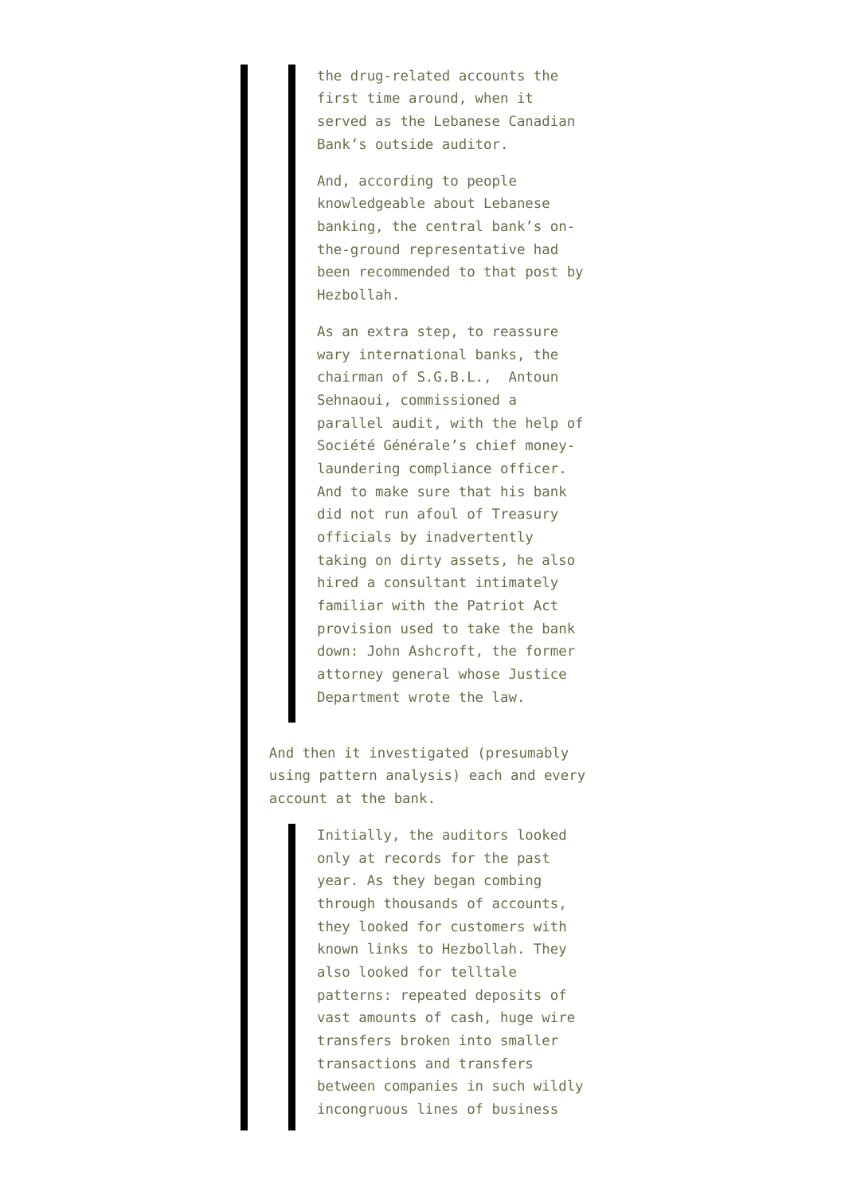> > the drug-related accounts the first time around, when it served as the Lebanese Canadian Bank's outside auditor.
> >
> > And, according to people knowledgeable about Lebanese banking, the central bank's on-the-ground representative had been recommended to that post by Hezbollah.
> >
> > As an extra step, to reassure wary international banks, the chairman of S.G.B.L., Antoun Sehnaoui, commissioned a parallel audit, with the help of Société Générale's chief money-laundering compliance officer. And to make sure that his bank did not run afoul of Treasury officials by inadvertently taking on dirty assets, he also hired a consultant intimately familiar with the Patriot Act provision used to take the bank down: John Ashcroft, the former attorney general whose Justice Department wrote the law.
>
> And then it investigated (presumably using pattern analysis) each and every account at the bank.
>
> > Initially, the auditors looked only at records for the past year. As they began combing through thousands of accounts, they looked for customers with known links to Hezbollah. They also looked for telltale patterns: repeated deposits of vast amounts of cash, huge wire transfers broken into smaller transactions and transfers between companies in such wildly incongruous lines of business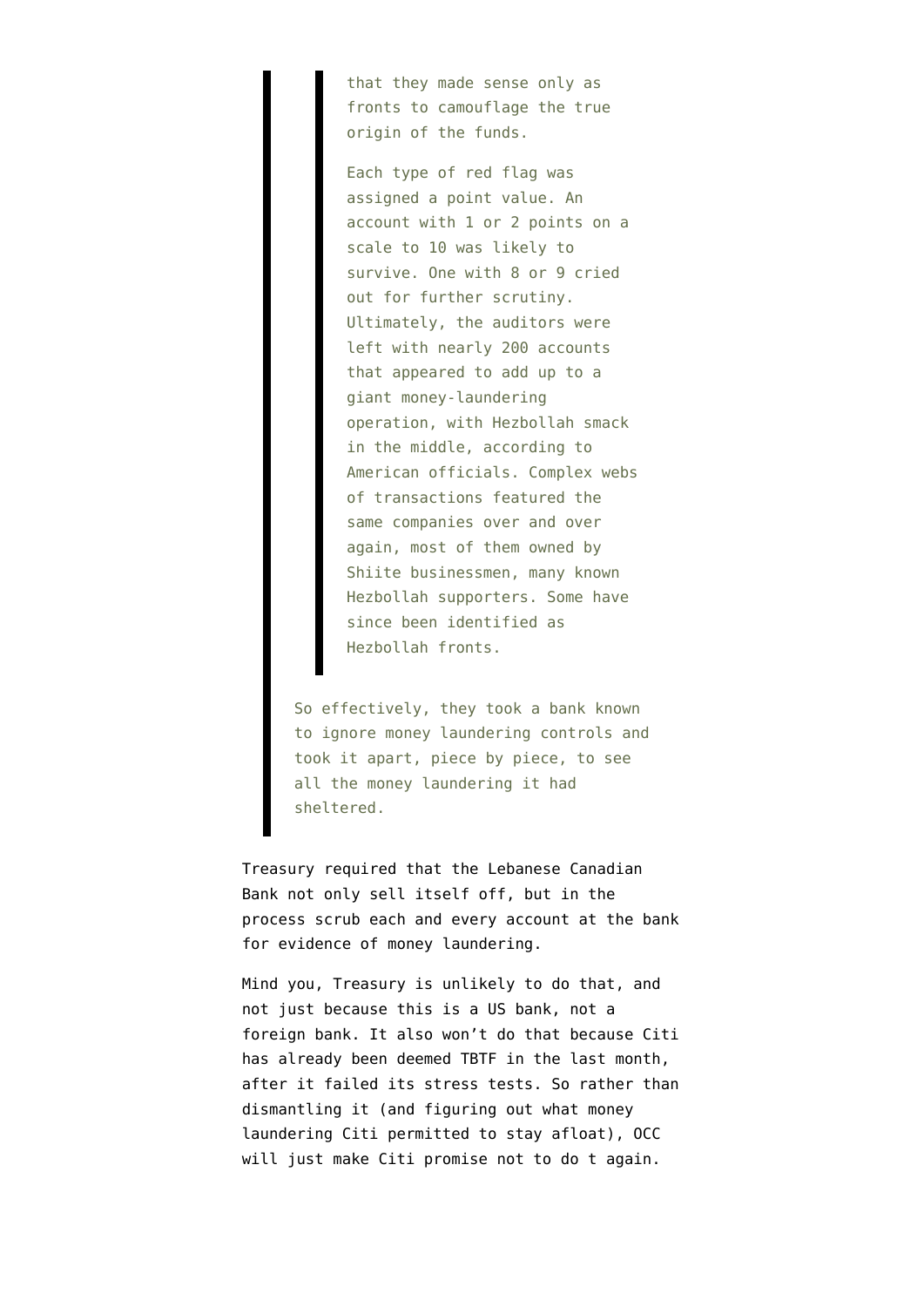> > that they made sense only as fronts to camouflage the true origin of the funds.
> >
> > Each type of red flag was assigned a point value. An account with 1 or 2 points on a scale to 10 was likely to survive. One with 8 or 9 cried out for further scrutiny. Ultimately, the auditors were left with nearly 200 accounts that appeared to add up to a giant money-laundering operation, with Hezbollah smack in the middle, according to American officials. Complex webs of transactions featured the same companies over and over again, most of them owned by Shiite businessmen, many known Hezbollah supporters. Some have since been identified as Hezbollah fronts.
>
> So effectively, they took a bank known to ignore money laundering controls and took it apart, piece by piece, to see all the money laundering it had sheltered.

Treasury required that the Lebanese Canadian Bank not only sell itself off, but in the process scrub each and every account at the bank for evidence of money laundering.

Mind you, Treasury is unlikely to do that, and not just because this is a US bank, not a foreign bank. It also won't do that because Citi has already been deemed TBTF in the last month, after it failed its stress tests. So rather than dismantling it (and figuring out what money laundering Citi permitted to stay afloat), OCC will just make Citi promise not to do t again.